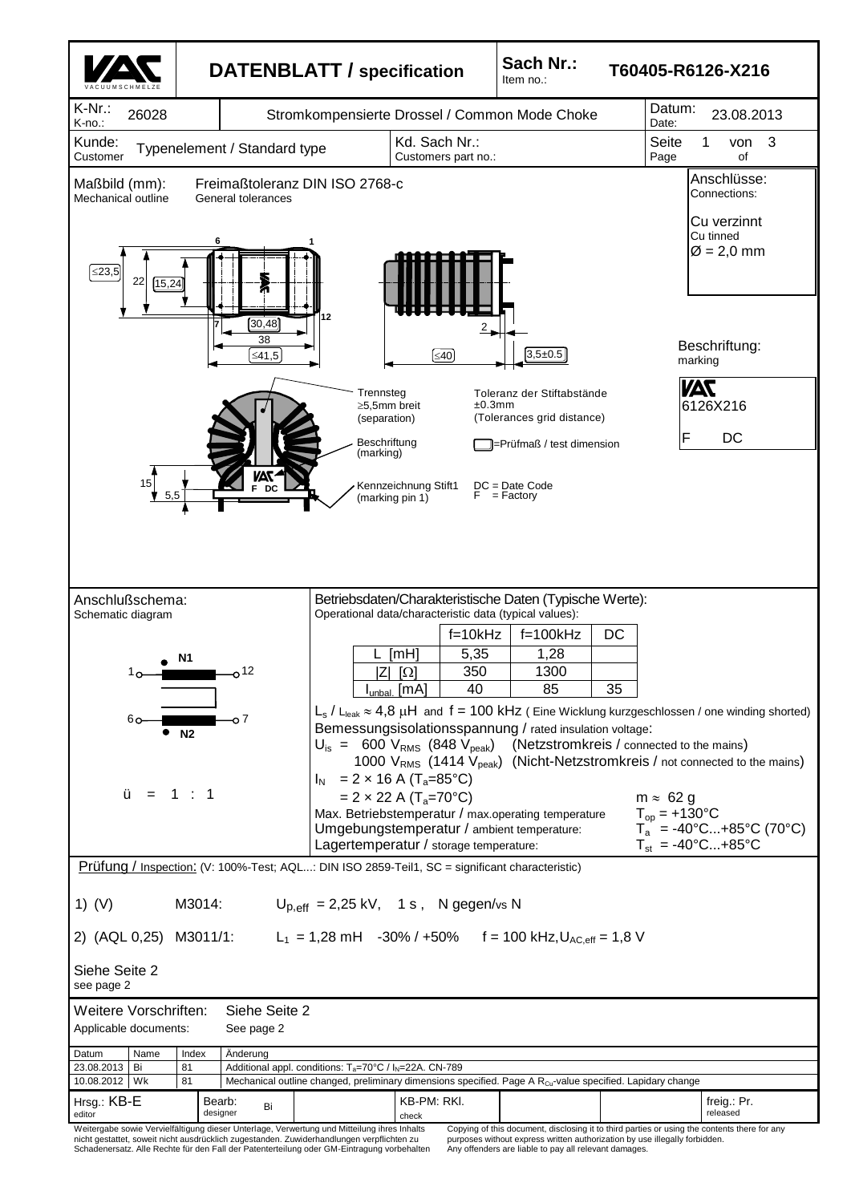# DATENBLATT / specification

**Sach Nr.:** / Item no.: **T60405-R6126-X216**

| K-Nr.: / K-no.: 26028 | Stromkompensierte Drossel / Common Mode Choke | Datum: / Date: 23.08.2013 |
|---|---|---|
| Kunde: / Customer: Typenelement / Standard type | Kd. Sach Nr.: / Customers part no.: | Seite 1 von 3 / Page of |

## Maßbild (mm): / Mechanical outline

Freimaßtoleranz DIN ISO 2768-c / General tolerances

≤23,5 | 22 | 15,24 | 30,48 | 38 | ≤41,5 | ≤40 | 2 | 3,5±0.5 | 15 | 5,5

Pins: 6, 1, 7, 12

Trennsteg ≥5,5mm breit (separation)

Beschriftung (marking)

Kennzeichnung Stift1 (marking pin 1)

Toleranz der Stiftabstände ±0.3mm (Tolerances grid distance)

▭ = Prüfmaß / test dimension

DC = Date Code
F = Factory

**Anschlüsse:** / Connections:

Cu verzinnt / Cu tinned
Ø = 2,0 mm

**Beschriftung:** / marking

VAC
6126X216
F DC

## Anschlußschema: / Schematic diagram

1 — N1 — 12
6 — N2 — 7

ü = 1 : 1

## Betriebsdaten/Charakteristische Daten (Typische Werte): / Operational data/characteristic data (typical values):

| | f=10kHz | f=100kHz | DC |
|---|---|---|---|
| L [mH] | 5,35 | 1,28 | |
| \|Z\| [Ω] | 350 | 1300 | |
| $I_{unbal.}$ [mA] | 40 | 85 | 35 |

$L_s$ / $L_{leak}$ ≈ 4,8 µH and f = 100 kHz ( Eine Wicklung kurzgeschlossen / one winding shorted)

Bemessungsisolationsspannung / rated insulation voltage:

$U_{is}$ = 600 $V_{RMS}$ (848 $V_{peak}$) (Netzstromkreis / connected to the mains)
1000 $V_{RMS}$ (1414 $V_{peak}$) (Nicht-Netzstromkreis / not connected to the mains)

$I_N$ = 2 × 16 A ($T_a$=85°C)
= 2 × 22 A ($T_a$=70°C)

m ≈ 62 g

Max. Betriebstemperatur / max.operating temperature $T_{op}$ = +130°C

Umgebungstemperatur / ambient temperature: $T_a$ = -40°C...+85°C (70°C)

Lagertemperatur / storage temperature: $T_{st}$ = -40°C...+85°C

## Prüfung / Inspection: (V: 100%-Test; AQL...: DIN ISO 2859-Teil1, SC = significant characteristic)

1) (V) M3014: $U_{p,eff}$ = 2,25 kV, 1 s , N gegen/vs N

2) (AQL 0,25) M3011/1: $L_1$ = 1,28 mH -30% / +50% f = 100 kHz, $U_{AC,eff}$ = 1,8 V

Siehe Seite 2 / see page 2

**Weitere Vorschriften:** / Applicable documents: Siehe Seite 2 / See page 2

| Datum | Name | Index | Änderung |
|---|---|---|---|
| 23.08.2013 | Bi | 81 | Additional appl. conditions: $T_a$=70°C / $I_N$=22A. CN-789 |
| 10.08.2012 | Wk | 81 | Mechanical outline changed, preliminary dimensions specified. Page A $R_{Cu}$-value specified. Lapidary change |

| Hrsg.: KB-E / editor | Bearb.: / designer Bi | KB-PM: RKl. / check | freig.: Pr. / released |
|---|---|---|---|

Weitergabe sowie Vervielfältigung dieser Unterlage, Verwertung und Mitteilung ihres Inhalts nicht gestattet, soweit nicht ausdrücklich zugestanden. Zuwiderhandlungen verpflichten zu Schadenersatz. Alle Rechte für den Fall der Patenterteilung oder GM-Eintragung vorbehalten

Copying of this document, disclosing it to third parties or using the contents there for any purposes without express written authorization by use illegally forbidden. Any offenders are liable to pay all relevant damages.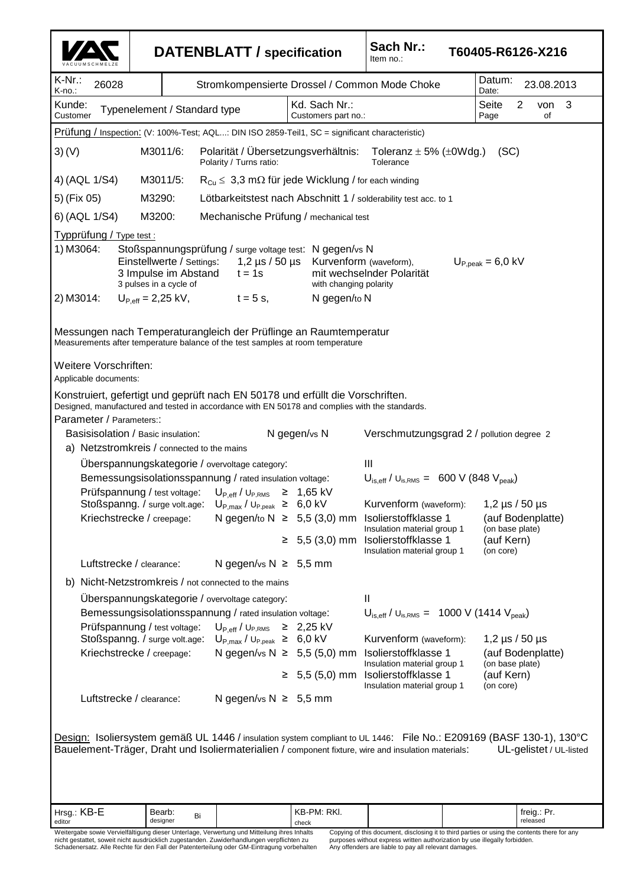| VAC VACUUMSCHMELZE | DATENBLATT / specification | Sach Nr.: Item no.: | T60405-R6126-X216 |
|---|---|---|---|
| K-Nr.: K-no.: 26028 | Stromkompensierte Drossel / Common Mode Choke | Datum: Date: | 23.08.2013 |
| Kunde: Customer: Typenelement / Standard type | Kd. Sach Nr.: Customers part no.: | Seite Page | 2 von of 3 |

Prüfung / Inspection: (V: 100%-Test; AQL...: DIN ISO 2859-Teil1, SC = significant characteristic)

| | | | |
|---|---|---|---|
| 3) (V) | M3011/6: | Polarität / Übersetzungsverhältnis: Polarity / Turns ratio: Toleranz ± 5% (±0Wdg.) Tolerance | (SC) |
| 4) (AQL 1/S4) | M3011/5: | $R_{Cu} \leq$ 3,3 mΩ für jede Wicklung / for each winding | |
| 5) (Fix 05) | M3290: | Lötbarkeitstest nach Abschnitt 1 / solderability test acc. to 1 | |
| 6) (AQL 1/S4) | M3200: | Mechanische Prüfung / mechanical test | |

Typprüfung / Type test :

1) M3064: Stoßspannungsprüfung / surge voltage test: N gegen/vs N
Einstellwerte / Settings: 1,2 µs / 50 µs Kurvenform (waveform), $U_{P,peak}$ = 6,0 kV
3 Impulse im Abstand / 3 pulses in a cycle of $t = 1s$ mit wechselnder Polarität / with changing polarity

2) M3014: $U_{P,eff}$ = 2,25 kV, $t = 5$ s, N gegen/to N

Messungen nach Temperaturangleich der Prüflinge an Raumtemperatur
Measurements after temperature balance of the test samples at room temperature

Weitere Vorschriften:
Applicable documents:

Konstruiert, gefertigt und geprüft nach EN 50178 und erfüllt die Vorschriften.
Designed, manufactured and tested in accordance with EN 50178 and complies with the standards.

Parameter / Parameters::

Basisisolation / Basic insulation: N gegen/vs N — Verschmutzungsgrad 2 / pollution degree 2

a) Netzstromkreis / connected to the mains

- Überspannungskategorie / overvoltage category: III
- Bemessungsisolationsspannung / rated insulation voltage: $U_{is,eff}$ / $U_{is,RMS}$ = 600 V (848 $V_{peak}$)
- Prüfspannung / test voltage: $U_{P,eff}$ / $U_{P,RMS}$ ≥ 1,65 kV
- Stoßspannung. / surge voltage: $U_{P,max}$ / $U_{P,peak}$ ≥ 6,0 kV — Kurvenform (waveform): 1,2 µs / 50 µs
- Kriechstrecke / creepage: N gegen/to N ≥ 5,5 (3,0) mm — Isolierstoffklasse 1 / Insulation material group 1 — (auf Bodenplatte) (on base plate)
  - ≥ 5,5 (3,0) mm — Isolierstoffklasse 1 / Insulation material group 1 — (auf Kern) (on core)
- Luftstrecke / clearance: N gegen/vs N ≥ 5,5 mm

b) Nicht-Netzstromkreis / not connected to the mains

- Überspannungskategorie / overvoltage category: II
- Bemessungsisolationsspannung / rated insulation voltage: $U_{is,eff}$ / $U_{is,RMS}$ = 1000 V (1414 $V_{peak}$)
- Prüfspannung / test voltage: $U_{P,eff}$ / $U_{P,RMS}$ ≥ 2,25 kV
- Stoßspannung. / surge voltage: $U_{P,max}$ / $U_{P,peak}$ ≥ 6,0 kV — Kurvenform (waveform): 1,2 µs / 50 µs
- Kriechstrecke / creepage: N gegen/vs N ≥ 5,5 (5,0) mm — Isolierstoffklasse 1 / Insulation material group 1 — (auf Bodenplatte) (on base plate)
  - ≥ 5,5 (5,0) mm — Isolierstoffklasse 1 / Insulation material group 1 — (auf Kern) (on core)
- Luftstrecke / clearance: N gegen/vs N ≥ 5,5 mm

Design: Isoliersystem gemäß UL 1446 / insulation system compliant to UL 1446: File No.: E209169 (BASF 130-1), 130°C
Bauelement-Träger, Draht und Isoliermaterialien / component fixture, wire and insulation materials: UL-gelistet / UL-listed

| Hrsg.: KB-E editor | Bearb.: designer Bi | | KB-PM: RKl. check | | | freig.: Pr. released |
|---|---|---|---|---|---|---|

Weitergabe sowie Vervielfältigung dieser Unterlage, Verwertung und Mitteilung ihres Inhalts nicht gestattet, soweit nicht ausdrücklich zugestanden. Zuwiderhandlungen verpflichten zu Schadenersatz. Alle Rechte für den Fall der Patenterteilung oder GM-Eintragung vorbehalten

Copying of this document, disclosing it to third parties or using the contents there for any purposes without express written authorization by use illegally forbidden. Any offenders are liable to pay all relevant damages.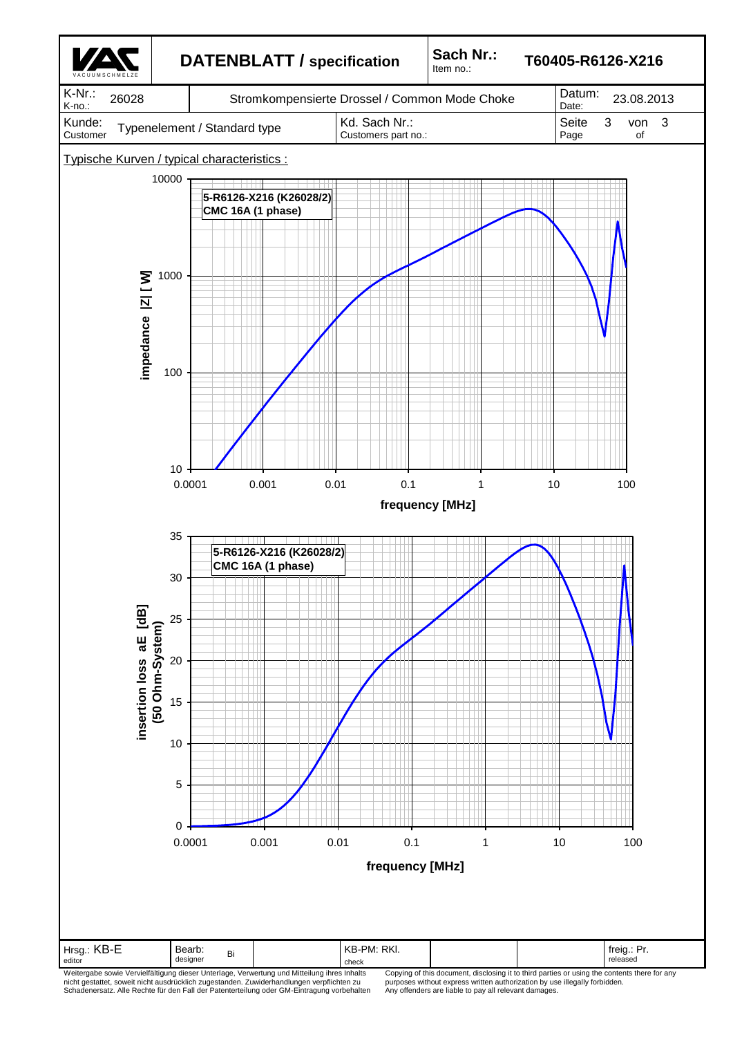# DATENBLATT / specification

| | | | |
|---|---|---|---|
| **Sach Nr.:** Item no.: | T60405-R6126-X216 | | |
| K-Nr.: K-no.: 26028 | Stromkompensierte Drossel / Common Mode Choke | | Datum: Date: 23.08.2013 |
| Kunde: Customer | Typenelement / Standard type | Kd. Sach Nr.: Customers part no.: | Seite Page 3 von of 3 |

Typische Kurven / typical characteristics :

5-R6126-X216 (K26028/2)
CMC 16A (1 phase)

impedance |Z| [ W]

10000
1000
100
10

0.0001 0.001 0.01 0.1 1 10 100

frequency [MHz]

5-R6126-X216 (K26028/2)
CMC 16A (1 phase)

insertion loss aE [dB]
(50 Ohm-System)

35
30
25
20
15
10
5
0

0.0001 0.001 0.01 0.1 1 10 100

frequency [MHz]

| | | | | |
|---|---|---|---|---|
| Hrsg.: KB-E editor | Bearb: designer Bi | KB-PM: RKl. check | | freig.: Pr. released |

Weitergabe sowie Vervielfältigung dieser Unterlage, Verwertung und Mitteilung ihres Inhalts nicht gestattet, soweit nicht ausdrücklich zugestanden. Zuwiderhandlungen verpflichten zu Schadenersatz. Alle Rechte für den Fall der Patenterteilung oder GM-Eintragung vorbehalten

Copying of this document, disclosing it to third parties or using the contents there for any purposes without express written authorization by use illegally forbidden. Any offenders are liable to pay all relevant damages.